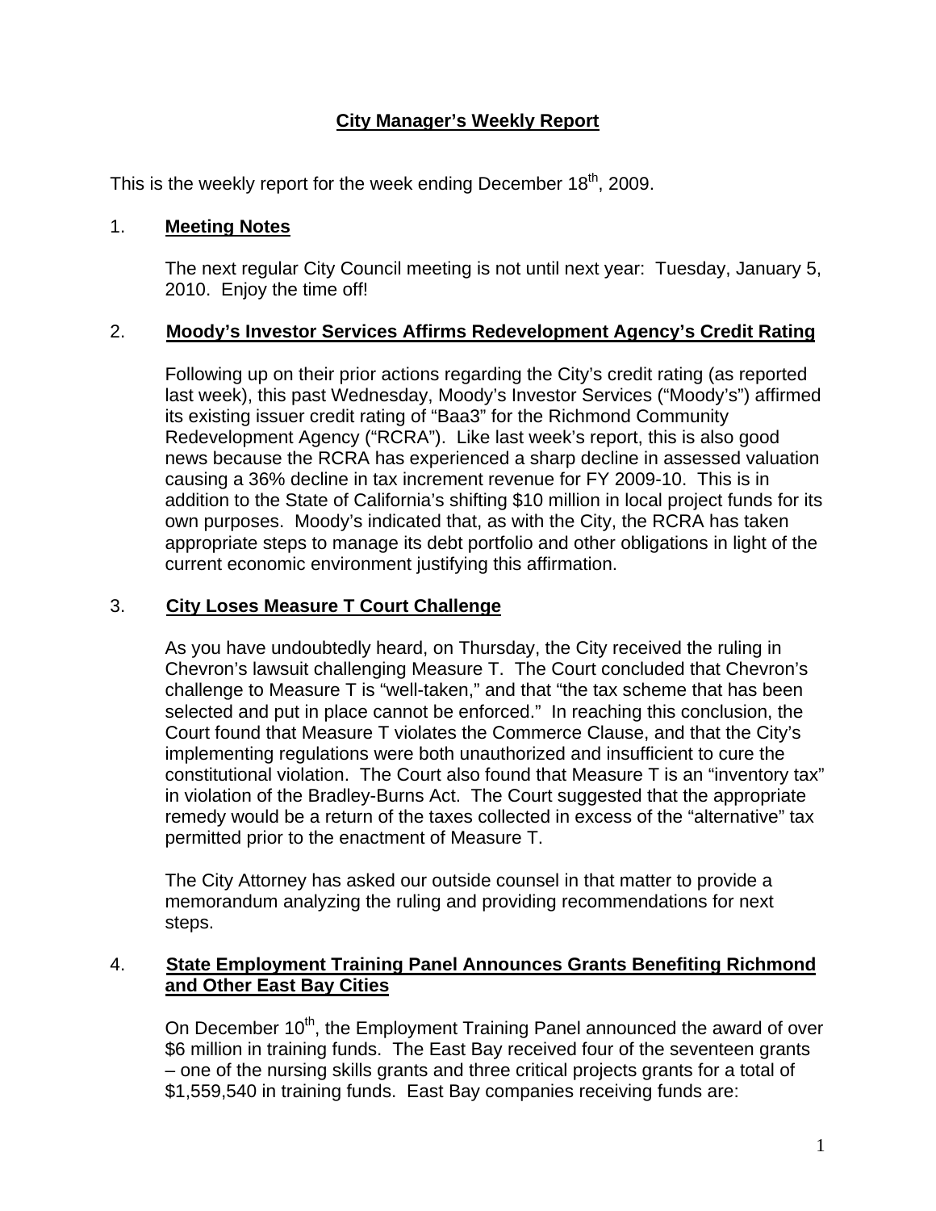# City Manager's Weekly Report

This is the weekly report for the week ending December 18th, 2009.

## 1. Meeting Notes

The next regular City Council meeting is not until next year: Tuesday, January 5, 2010. Enjoy the time off!

## 2. Moody's Investor Services Affirms Redevelopment Agency's Credit Rating

Following up on their prior actions regarding the City's credit rating (as reported last week), this past Wednesday, Moody's Investor Services ("Moody's") affirmed its existing issuer credit rating of "Baa3" for the Richmond Community Redevelopment Agency ("RCRA"). Like last week's report, this is also good news because the RCRA has experienced a sharp decline in assessed valuation causing a 36% decline in tax increment revenue for FY 2009-10. This is in addition to the State of California's shifting $10 million in local project funds for its own purposes. Moody's indicated that, as with the City, the RCRA has taken appropriate steps to manage its debt portfolio and other obligations in light of the current economic environment justifying this affirmation.

## 3. City Loses Measure T Court Challenge

As you have undoubtedly heard, on Thursday, the City received the ruling in Chevron's lawsuit challenging Measure T. The Court concluded that Chevron's challenge to Measure T is "well-taken," and that "the tax scheme that has been selected and put in place cannot be enforced." In reaching this conclusion, the Court found that Measure T violates the Commerce Clause, and that the City's implementing regulations were both unauthorized and insufficient to cure the constitutional violation. The Court also found that Measure T is an "inventory tax" in violation of the Bradley-Burns Act. The Court suggested that the appropriate remedy would be a return of the taxes collected in excess of the "alternative" tax permitted prior to the enactment of Measure T.

The City Attorney has asked our outside counsel in that matter to provide a memorandum analyzing the ruling and providing recommendations for next steps.

## 4. State Employment Training Panel Announces Grants Benefiting Richmond and Other East Bay Cities

On December 10th, the Employment Training Panel announced the award of over $6 million in training funds. The East Bay received four of the seventeen grants – one of the nursing skills grants and three critical projects grants for a total of $1,559,540 in training funds. East Bay companies receiving funds are: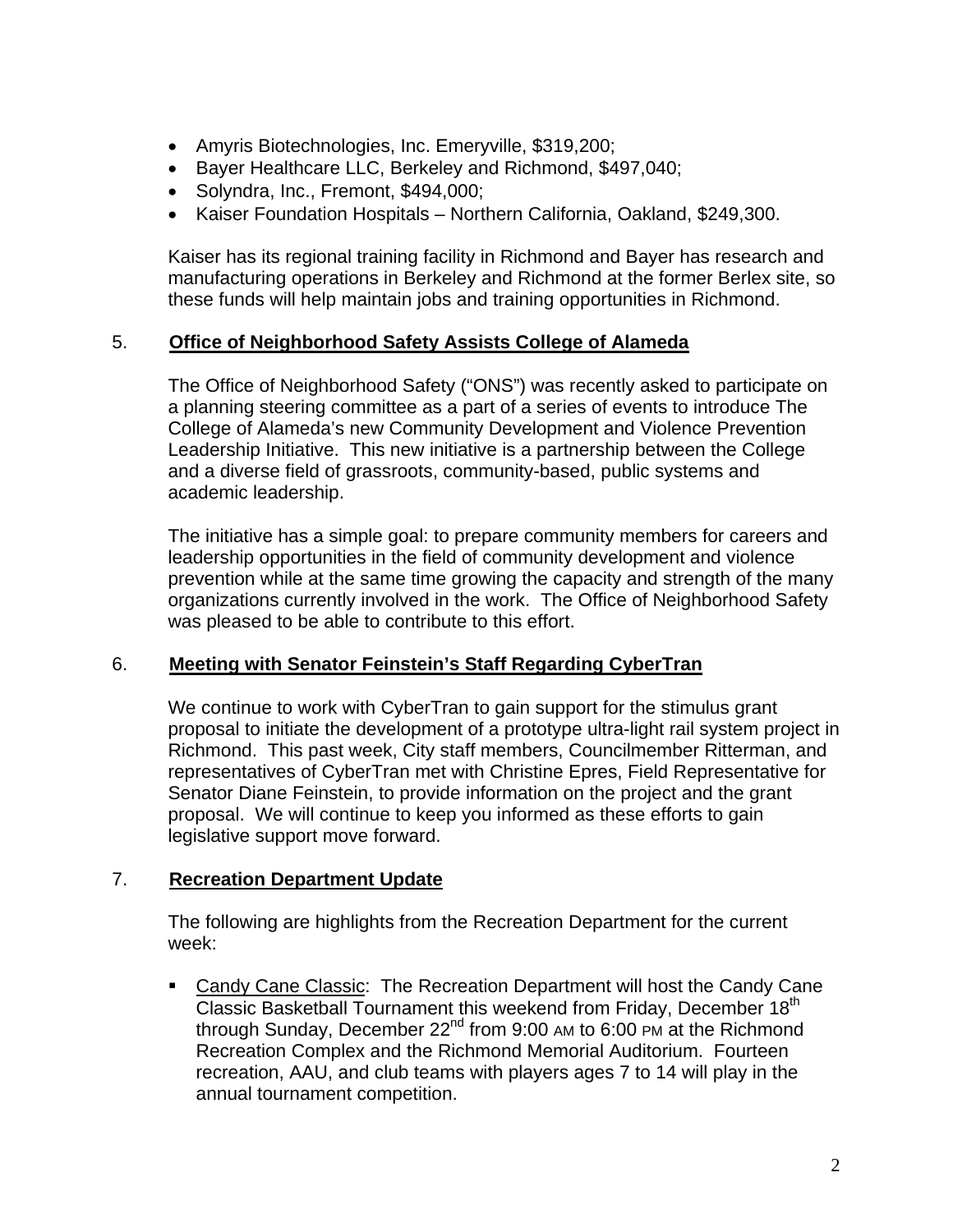- Amyris Biotechnologies, Inc. Emeryville, $319,200;
- Bayer Healthcare LLC, Berkeley and Richmond, $497,040;
- Solyndra, Inc., Fremont, $494,000;
- Kaiser Foundation Hospitals – Northern California, Oakland, $249,300.

Kaiser has its regional training facility in Richmond and Bayer has research and manufacturing operations in Berkeley and Richmond at the former Berlex site, so these funds will help maintain jobs and training opportunities in Richmond.

5. **Office of Neighborhood Safety Assists College of Alameda**

The Office of Neighborhood Safety ("ONS") was recently asked to participate on a planning steering committee as a part of a series of events to introduce The College of Alameda's new Community Development and Violence Prevention Leadership Initiative. This new initiative is a partnership between the College and a diverse field of grassroots, community-based, public systems and academic leadership.

The initiative has a simple goal: to prepare community members for careers and leadership opportunities in the field of community development and violence prevention while at the same time growing the capacity and strength of the many organizations currently involved in the work. The Office of Neighborhood Safety was pleased to be able to contribute to this effort.

6. **Meeting with Senator Feinstein's Staff Regarding CyberTran**

We continue to work with CyberTran to gain support for the stimulus grant proposal to initiate the development of a prototype ultra-light rail system project in Richmond. This past week, City staff members, Councilmember Ritterman, and representatives of CyberTran met with Christine Epres, Field Representative for Senator Diane Feinstein, to provide information on the project and the grant proposal. We will continue to keep you informed as these efforts to gain legislative support move forward.

7. **Recreation Department Update**

The following are highlights from the Recreation Department for the current week:

- Candy Cane Classic: The Recreation Department will host the Candy Cane Classic Basketball Tournament this weekend from Friday, December 18th through Sunday, December 22nd from 9:00 AM to 6:00 PM at the Richmond Recreation Complex and the Richmond Memorial Auditorium. Fourteen recreation, AAU, and club teams with players ages 7 to 14 will play in the annual tournament competition.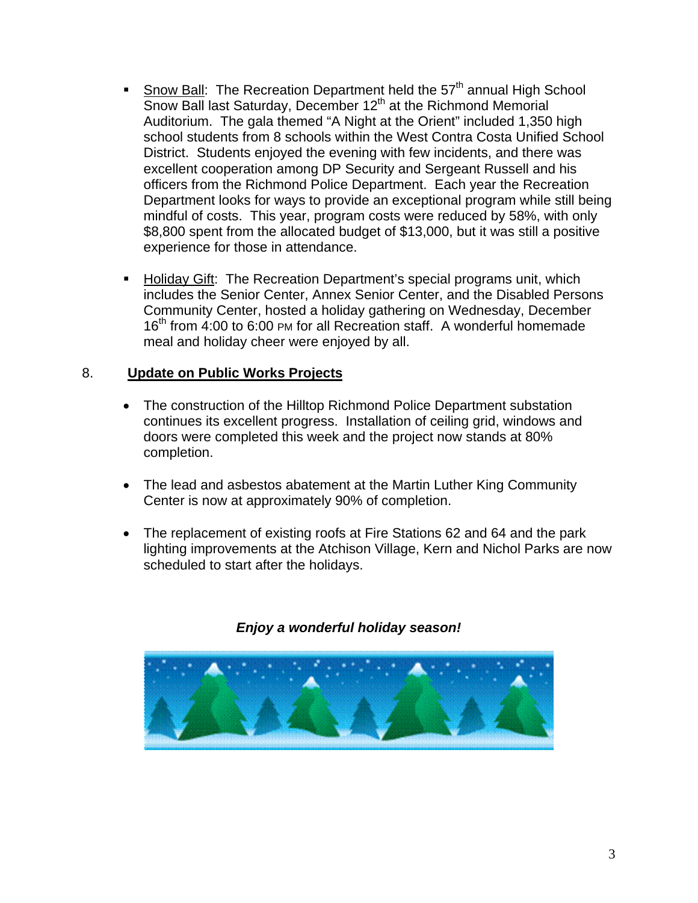- Snow Ball: The Recreation Department held the 57th annual High School Snow Ball last Saturday, December 12th at the Richmond Memorial Auditorium. The gala themed "A Night at the Orient" included 1,350 high school students from 8 schools within the West Contra Costa Unified School District. Students enjoyed the evening with few incidents, and there was excellent cooperation among DP Security and Sergeant Russell and his officers from the Richmond Police Department. Each year the Recreation Department looks for ways to provide an exceptional program while still being mindful of costs. This year, program costs were reduced by 58%, with only \$8,800 spent from the allocated budget of \$13,000, but it was still a positive experience for those in attendance.

- Holiday Gift: The Recreation Department's special programs unit, which includes the Senior Center, Annex Senior Center, and the Disabled Persons Community Center, hosted a holiday gathering on Wednesday, December 16th from 4:00 to 6:00 PM for all Recreation staff. A wonderful homemade meal and holiday cheer were enjoyed by all.

8. **Update on Public Works Projects**

- The construction of the Hilltop Richmond Police Department substation continues its excellent progress. Installation of ceiling grid, windows and doors were completed this week and the project now stands at 80% completion.

- The lead and asbestos abatement at the Martin Luther King Community Center is now at approximately 90% of completion.

- The replacement of existing roofs at Fire Stations 62 and 64 and the park lighting improvements at the Atchison Village, Kern and Nichol Parks are now scheduled to start after the holidays.

***Enjoy a wonderful holiday season!***